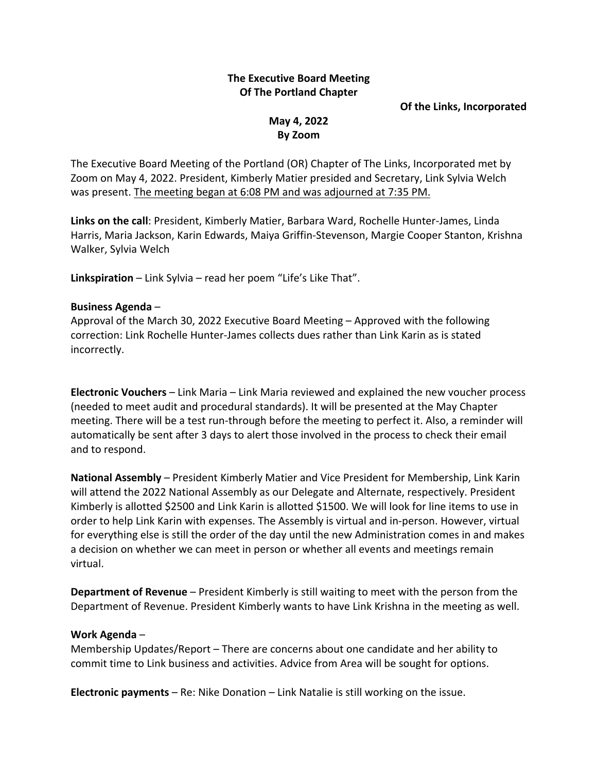**The Executive Board Meeting**
**Of The Portland Chapter**
**Of the Links, Incorporated**

**May 4, 2022**
**By Zoom**

The Executive Board Meeting of the Portland (OR) Chapter of The Links, Incorporated met by Zoom on May 4, 2022. President, Kimberly Matier presided and Secretary, Link Sylvia Welch was present. <u>The meeting began at 6:08 PM and was adjourned at 7:35 PM.</u>

**Links on the call**: President, Kimberly Matier, Barbara Ward, Rochelle Hunter-James, Linda Harris, Maria Jackson, Karin Edwards, Maiya Griffin-Stevenson, Margie Cooper Stanton, Krishna Walker, Sylvia Welch

**Linkspiration** – Link Sylvia – read her poem "Life's Like That".

**Business Agenda** –
Approval of the March 30, 2022 Executive Board Meeting – Approved with the following correction: Link Rochelle Hunter-James collects dues rather than Link Karin as is stated incorrectly.

**Electronic Vouchers** – Link Maria – Link Maria reviewed and explained the new voucher process (needed to meet audit and procedural standards). It will be presented at the May Chapter meeting. There will be a test run-through before the meeting to perfect it. Also, a reminder will automatically be sent after 3 days to alert those involved in the process to check their email and to respond.

**National Assembly** – President Kimberly Matier and Vice President for Membership, Link Karin will attend the 2022 National Assembly as our Delegate and Alternate, respectively. President Kimberly is allotted $2500 and Link Karin is allotted $1500. We will look for line items to use in order to help Link Karin with expenses. The Assembly is virtual and in-person. However, virtual for everything else is still the order of the day until the new Administration comes in and makes a decision on whether we can meet in person or whether all events and meetings remain virtual.

**Department of Revenue** – President Kimberly is still waiting to meet with the person from the Department of Revenue. President Kimberly wants to have Link Krishna in the meeting as well.

**Work Agenda** –
Membership Updates/Report – There are concerns about one candidate and her ability to commit time to Link business and activities. Advice from Area will be sought for options.

**Electronic payments** – Re: Nike Donation – Link Natalie is still working on the issue.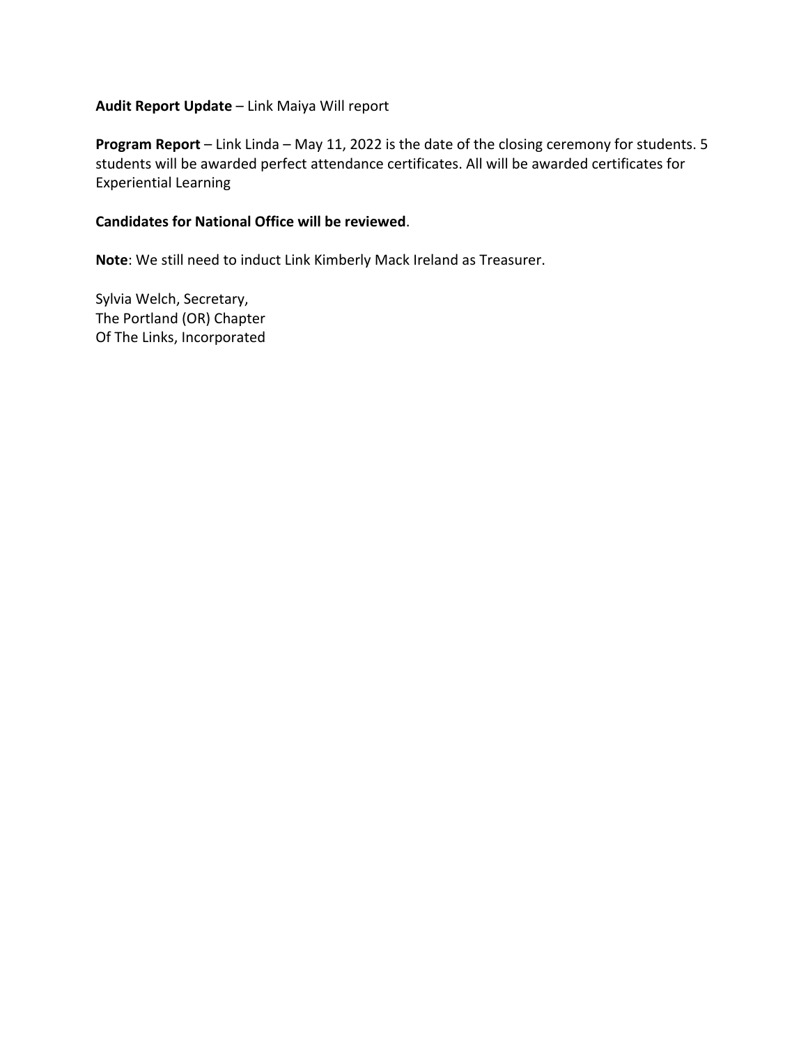**Audit Report Update** – Link Maiya Will report

**Program Report** – Link Linda – May 11, 2022 is the date of the closing ceremony for students. 5 students will be awarded perfect attendance certificates. All will be awarded certificates for Experiential Learning

**Candidates for National Office will be reviewed**.

**Note**: We still need to induct Link Kimberly Mack Ireland as Treasurer.

Sylvia Welch, Secretary,  
The Portland (OR) Chapter  
Of The Links, Incorporated